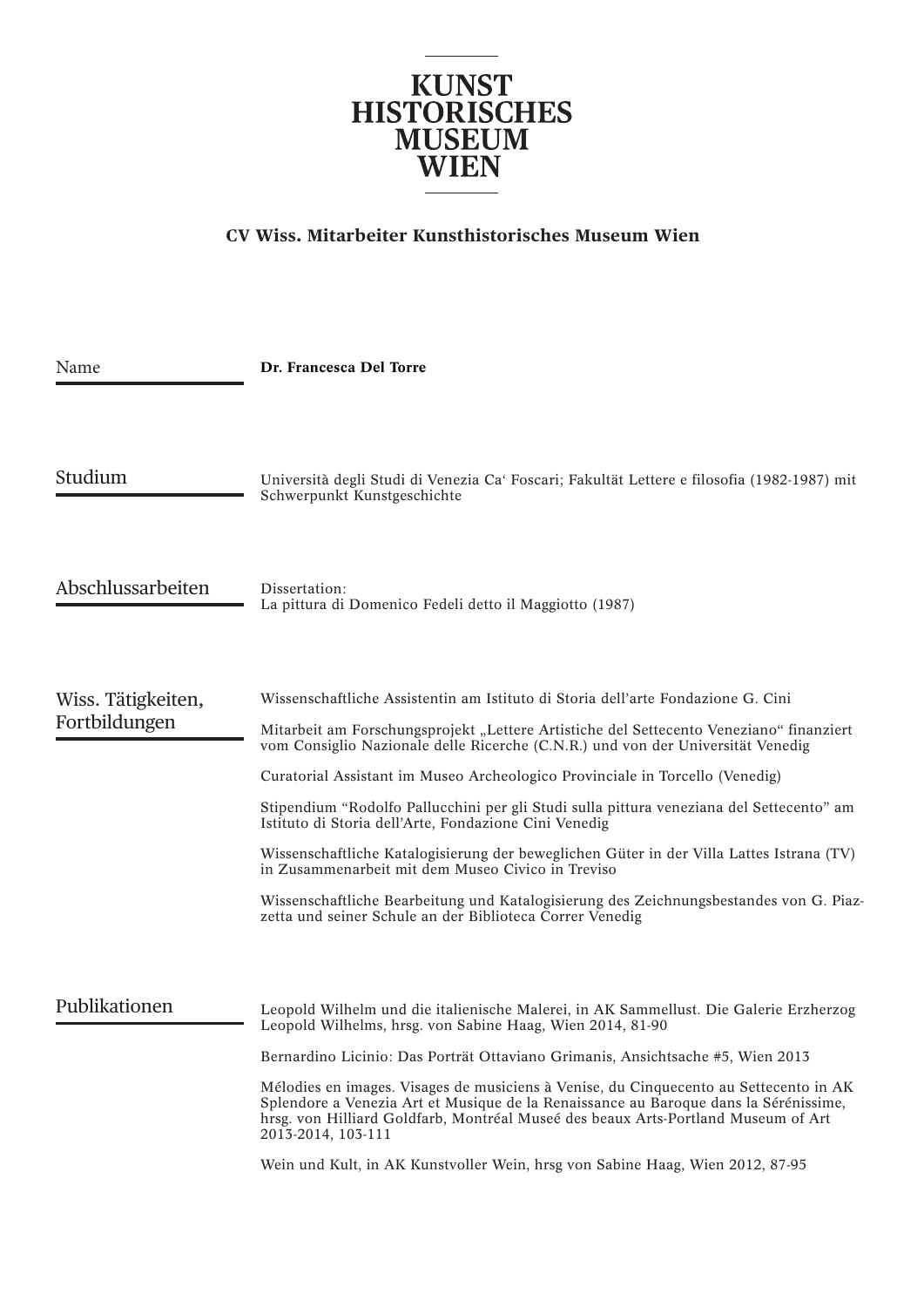# KUNST HISTORISCHES MUSEUM WIEN

## CV Wiss. Mitarbeiter Kunsthistorisches Museum Wien

| | |
|---|---|
| Name | **Dr. Francesca Del Torre** |
| Studium | Università degli Studi di Venezia Ca‘ Foscari; Fakultät Lettere e filosofia (1982-1987) mit Schwerpunkt Kunstgeschichte |
| Abschlussarbeiten | Dissertation:<br>La pittura di Domenico Fedeli detto il Maggiotto (1987) |

### Wiss. Tätigkeiten, Fortbildungen

Wissenschaftliche Assistentin am Istituto di Storia dell’arte Fondazione G. Cini

Mitarbeit am Forschungsprojekt „Lettere Artistiche del Settecento Veneziano“ finanziert vom Consiglio Nazionale delle Ricerche (C.N.R.) und von der Universität Venedig

Curatorial Assistant im Museo Archeologico Provinciale in Torcello (Venedig)

Stipendium “Rodolfo Pallucchini per gli Studi sulla pittura veneziana del Settecento” am Istituto di Storia dell’Arte, Fondazione Cini Venedig

Wissenschaftliche Katalogisierung der beweglichen Güter in der Villa Lattes Istrana (TV) in Zusammenarbeit mit dem Museo Civico in Treviso

Wissenschaftliche Bearbeitung und Katalogisierung des Zeichnungsbestandes von G. Piazzetta und seiner Schule an der Biblioteca Correr Venedig

### Publikationen

Leopold Wilhelm und die italienische Malerei, in AK Sammellust. Die Galerie Erzherzog Leopold Wilhelms, hrsg. von Sabine Haag, Wien 2014, 81-90

Bernardino Licinio: Das Porträt Ottaviano Grimanis, Ansichtsache #5, Wien 2013

Mélodies en images. Visages de musiciens à Venise, du Cinquecento au Settecento in AK Splendore a Venezia Art et Musique de la Renaissance au Baroque dans la Sérénissime, hrsg. von Hilliard Goldfarb, Montréal Museé des beaux Arts-Portland Museum of Art 2013-2014, 103-111

Wein und Kult, in AK Kunstvoller Wein, hrsg von Sabine Haag, Wien 2012, 87-95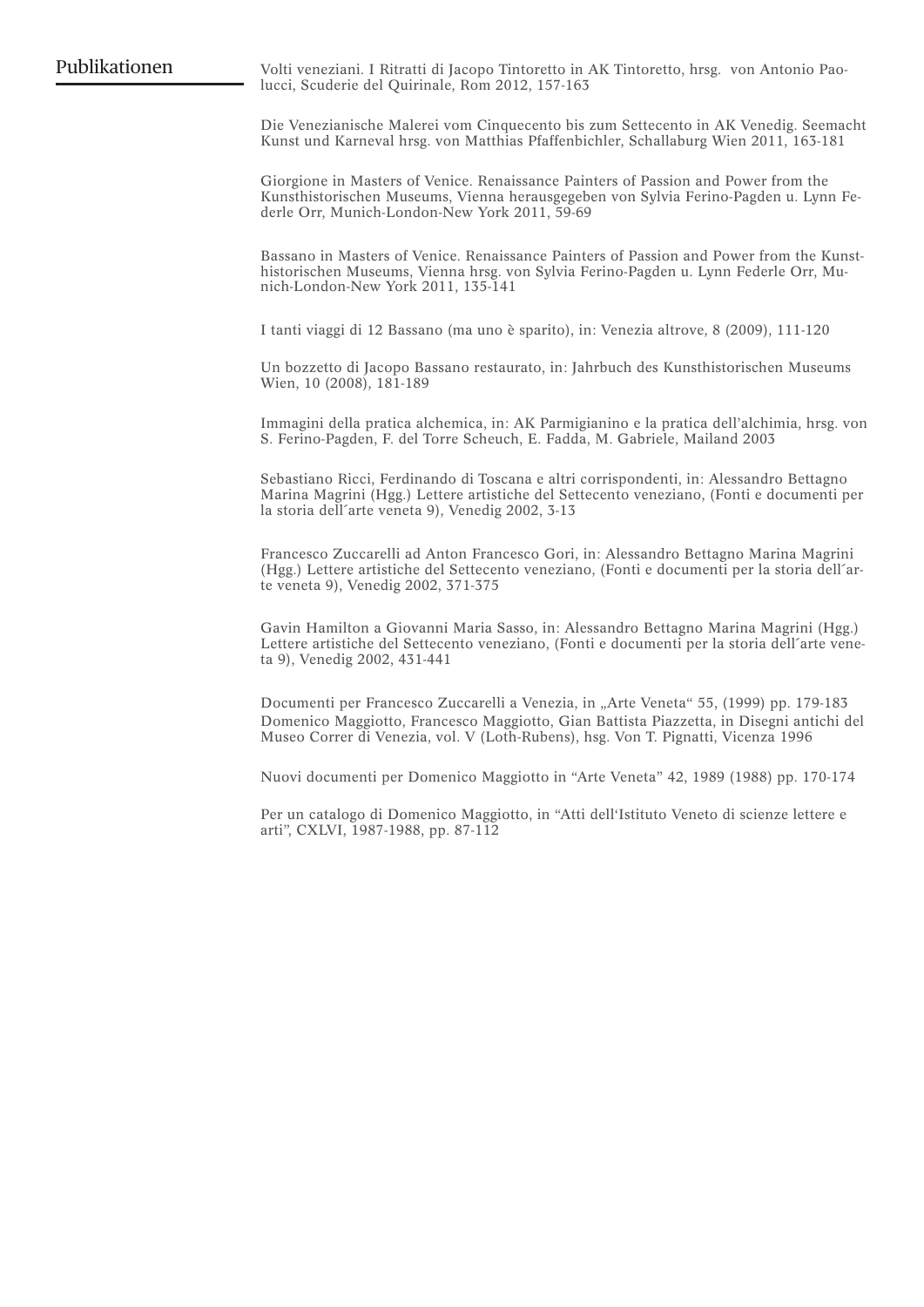## Publikationen

Volti veneziani. I Ritratti di Jacopo Tintoretto in AK Tintoretto, hrsg. von Antonio Paolucci, Scuderie del Quirinale, Rom 2012, 157-163

Die Venezianische Malerei vom Cinquecento bis zum Settecento in AK Venedig. Seemacht Kunst und Karneval hrsg. von Matthias Pfaffenbichler, Schallaburg Wien 2011, 163-181

Giorgione in Masters of Venice. Renaissance Painters of Passion and Power from the Kunsthistorischen Museums, Vienna herausgegeben von Sylvia Ferino-Pagden u. Lynn Federle Orr, Munich-London-New York 2011, 59-69

Bassano in Masters of Venice. Renaissance Painters of Passion and Power from the Kunsthistorischen Museums, Vienna hrsg. von Sylvia Ferino-Pagden u. Lynn Federle Orr, Munich-London-New York 2011, 135-141

I tanti viaggi di 12 Bassano (ma uno è sparito), in: Venezia altrove, 8 (2009), 111-120

Un bozzetto di Jacopo Bassano restaurato, in: Jahrbuch des Kunsthistorischen Museums Wien, 10 (2008), 181-189

Immagini della pratica alchemica, in: AK Parmigianino e la pratica dell'alchimia, hrsg. von S. Ferino-Pagden, F. del Torre Scheuch, E. Fadda, M. Gabriele, Mailand 2003

Sebastiano Ricci, Ferdinando di Toscana e altri corrispondenti, in: Alessandro Bettagno Marina Magrini (Hgg.) Lettere artistiche del Settecento veneziano, (Fonti e documenti per la storia dell´arte veneta 9), Venedig 2002, 3-13

Francesco Zuccarelli ad Anton Francesco Gori, in: Alessandro Bettagno Marina Magrini (Hgg.) Lettere artistiche del Settecento veneziano, (Fonti e documenti per la storia dell´arte veneta 9), Venedig 2002, 371-375

Gavin Hamilton a Giovanni Maria Sasso, in: Alessandro Bettagno Marina Magrini (Hgg.) Lettere artistiche del Settecento veneziano, (Fonti e documenti per la storia dell´arte veneta 9), Venedig 2002, 431-441

Documenti per Francesco Zuccarelli a Venezia, in „Arte Veneta" 55, (1999) pp. 179-183
Domenico Maggiotto, Francesco Maggiotto, Gian Battista Piazzetta, in Disegni antichi del Museo Correr di Venezia, vol. V (Loth-Rubens), hsg. Von T. Pignatti, Vicenza 1996

Nuovi documenti per Domenico Maggiotto in "Arte Veneta" 42, 1989 (1988) pp. 170-174

Per un catalogo di Domenico Maggiotto, in "Atti dell'Istituto Veneto di scienze lettere e arti", CXLVI, 1987-1988, pp. 87-112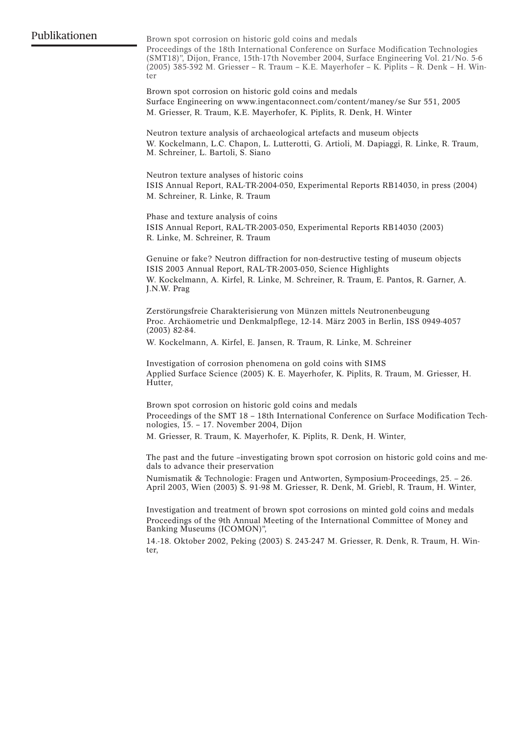## Publikationen

Brown spot corrosion on historic gold coins and medals
Proceedings of the 18th International Conference on Surface Modification Technologies (SMT18)", Dijon, France, 15th-17th November 2004, Surface Engineering Vol. 21/No. 5-6 (2005) 385-392 M. Griesser – R. Traum – K.E. Mayerhofer – K. Piplits – R. Denk – H. Winter

Brown spot corrosion on historic gold coins and medals
Surface Engineering on www.ingentaconnect.com/content/maney/se Sur 551, 2005
M. Griesser, R. Traum, K.E. Mayerhofer, K. Piplits, R. Denk, H. Winter

Neutron texture analysis of archaeological artefacts and museum objects
W. Kockelmann, L.C. Chapon, L. Lutterotti, G. Artioli, M. Dapiaggi, R. Linke, R. Traum, M. Schreiner, L. Bartoli, S. Siano

Neutron texture analyses of historic coins
ISIS Annual Report, RAL-TR-2004-050, Experimental Reports RB14030, in press (2004)
M. Schreiner, R. Linke, R. Traum

Phase and texture analysis of coins
ISIS Annual Report, RAL-TR-2003-050, Experimental Reports RB14030 (2003)
R. Linke, M. Schreiner, R. Traum

Genuine or fake? Neutron diffraction for non-destructive testing of museum objects
ISIS 2003 Annual Report, RAL-TR-2003-050, Science Highlights
W. Kockelmann, A. Kirfel, R. Linke, M. Schreiner, R. Traum, E. Pantos, R. Garner, A. J.N.W. Prag

Zerstörungsfreie Charakterisierung von Münzen mittels Neutronenbeugung
Proc. Archäometrie und Denkmalpflege, 12-14. März 2003 in Berlin, ISS 0949-4057 (2003) 82-84.
W. Kockelmann, A. Kirfel, E. Jansen, R. Traum, R. Linke, M. Schreiner

Investigation of corrosion phenomena on gold coins with SIMS
Applied Surface Science (2005) K. E. Mayerhofer, K. Piplits, R. Traum, M. Griesser, H. Hutter,

Brown spot corrosion on historic gold coins and medals
Proceedings of the SMT 18 – 18th International Conference on Surface Modification Technologies, 15. – 17. November 2004, Dijon
M. Griesser, R. Traum, K. Mayerhofer, K. Piplits, R. Denk, H. Winter,

The past and the future –investigating brown spot corrosion on historic gold coins and medals to advance their preservation
Numismatik & Technologie: Fragen und Antworten, Symposium-Proceedings, 25. – 26. April 2003, Wien (2003) S. 91-98 M. Griesser, R. Denk, M. Griebl, R. Traum, H. Winter,

Investigation and treatment of brown spot corrosions on minted gold coins and medals
Proceedings of the 9th Annual Meeting of the International Committee of Money and Banking Museums (ICOMON)",
14.-18. Oktober 2002, Peking (2003) S. 243-247 M. Griesser, R. Denk, R. Traum, H. Winter,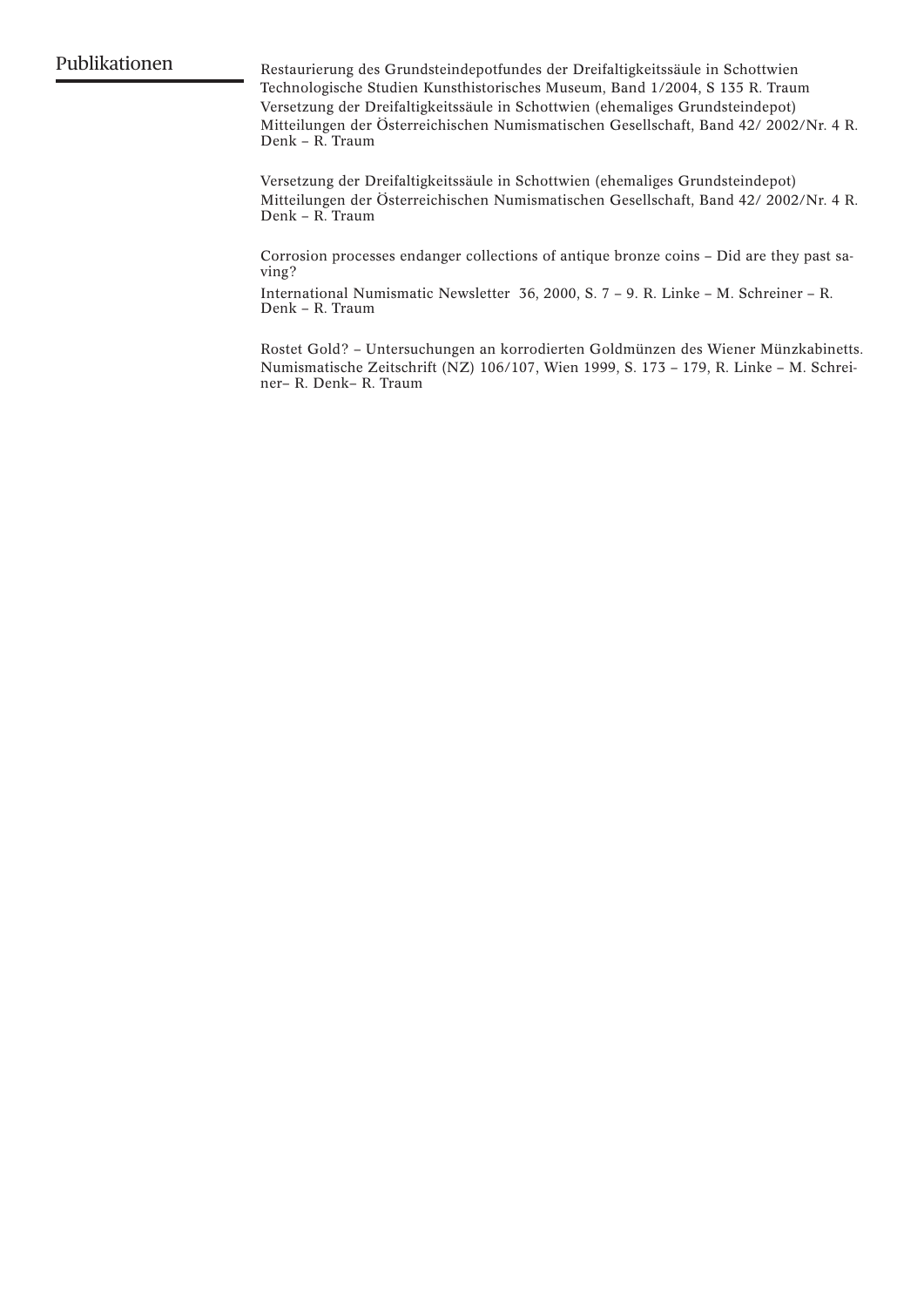## Publikationen

Restaurierung des Grundsteindepotfundes der Dreifaltigkeitssäule in Schottwien
Technologische Studien Kunsthistorisches Museum, Band 1/2004, S 135 R. Traum
Versetzung der Dreifaltigkeitssäule in Schottwien (ehemaliges Grundsteindepot)
Mitteilungen der Österreichischen Numismatischen Gesellschaft, Band 42/ 2002/Nr. 4 R. Denk – R. Traum

Versetzung der Dreifaltigkeitssäule in Schottwien (ehemaliges Grundsteindepot)
Mitteilungen der Österreichischen Numismatischen Gesellschaft, Band 42/ 2002/Nr. 4 R. Denk – R. Traum

Corrosion processes endanger collections of antique bronze coins – Did are they past saving?
International Numismatic Newsletter 36, 2000, S. 7 – 9. R. Linke – M. Schreiner – R. Denk – R. Traum

Rostet Gold? – Untersuchungen an korrodierten Goldmünzen des Wiener Münzkabinetts.
Numismatische Zeitschrift (NZ) 106/107, Wien 1999, S. 173 – 179, R. Linke – M. Schreiner– R. Denk– R. Traum